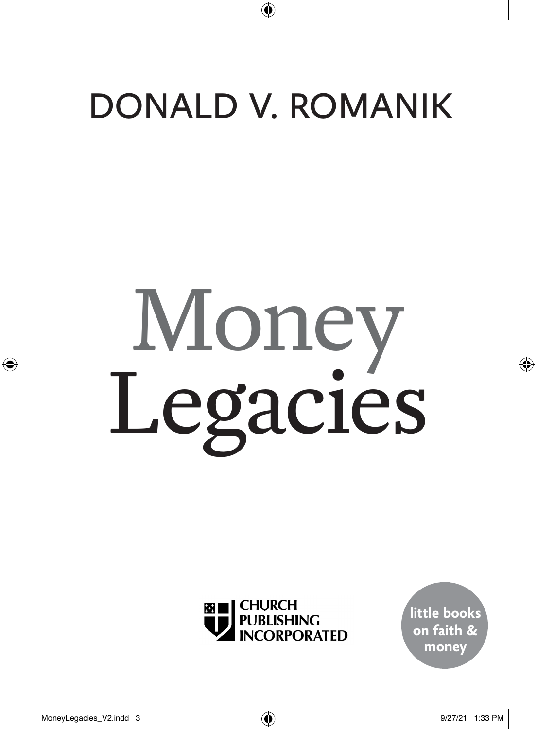DONALD V. ROMANIK

# Money Legacies

CHURCH PUBLISHING INCORPORATED

little books on faith & money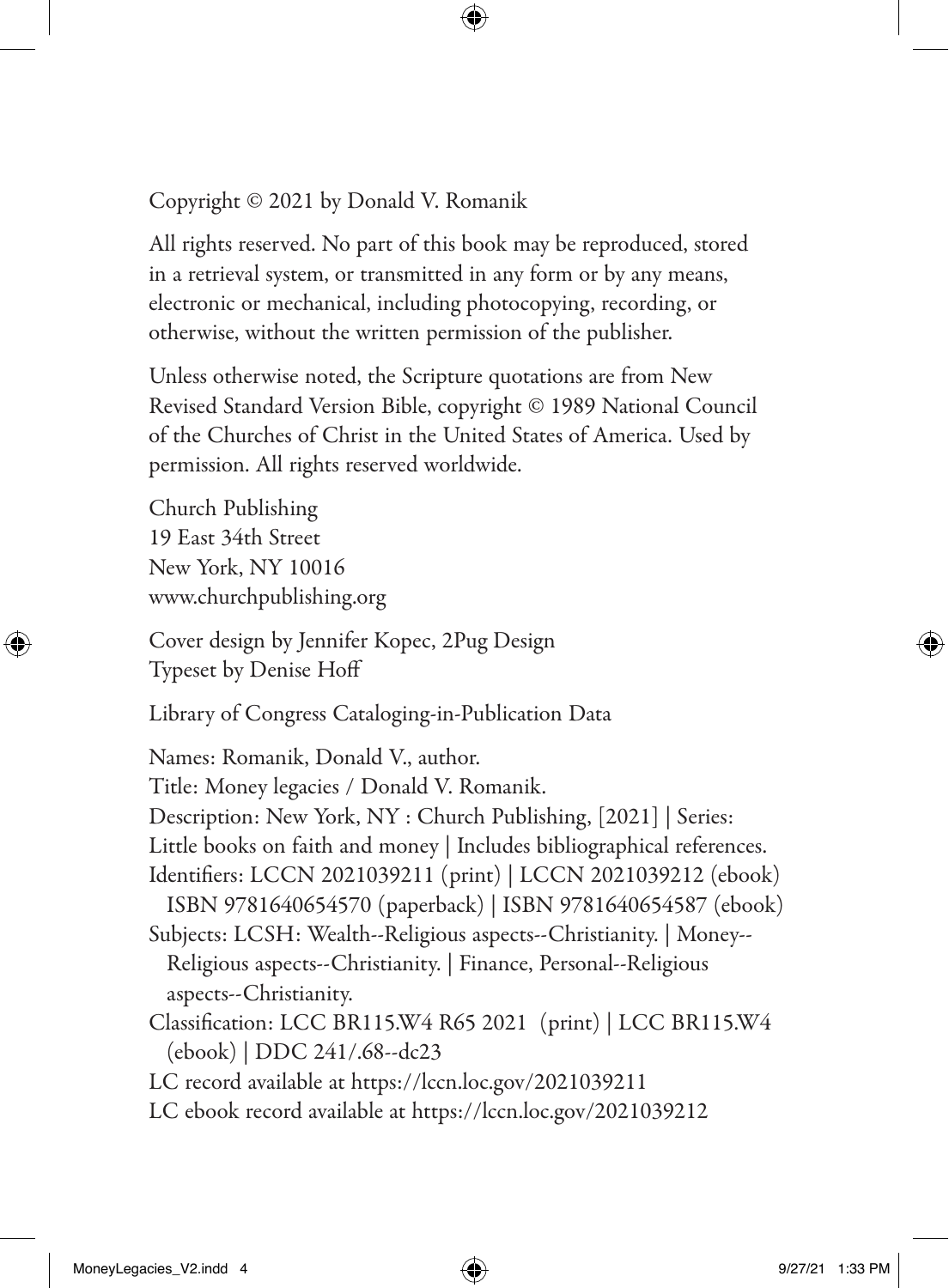Copyright © 2021 by Donald V. Romanik

All rights reserved. No part of this book may be reproduced, stored in a retrieval system, or transmitted in any form or by any means, electronic or mechanical, including photocopying, recording, or otherwise, without the written permission of the publisher.

Unless otherwise noted, the Scripture quotations are from New Revised Standard Version Bible, copyright © 1989 National Council of the Churches of Christ in the United States of America. Used by permission. All rights reserved worldwide.

Church Publishing
19 East 34th Street
New York, NY 10016
www.churchpublishing.org

Cover design by Jennifer Kopec, 2Pug Design
Typeset by Denise Hoff

Library of Congress Cataloging-in-Publication Data

Names: Romanik, Donald V., author.
Title: Money legacies / Donald V. Romanik.
Description: New York, NY : Church Publishing, [2021] | Series: Little books on faith and money | Includes bibliographical references.
Identifiers: LCCN 2021039211 (print) | LCCN 2021039212 (ebook) ISBN 9781640654570 (paperback) | ISBN 9781640654587 (ebook)
Subjects: LCSH: Wealth--Religious aspects--Christianity. | Money--Religious aspects--Christianity. | Finance, Personal--Religious aspects--Christianity.
Classification: LCC BR115.W4 R65 2021 (print) | LCC BR115.W4 (ebook) | DDC 241/.68--dc23
LC record available at https://lccn.loc.gov/2021039211
LC ebook record available at https://lccn.loc.gov/2021039212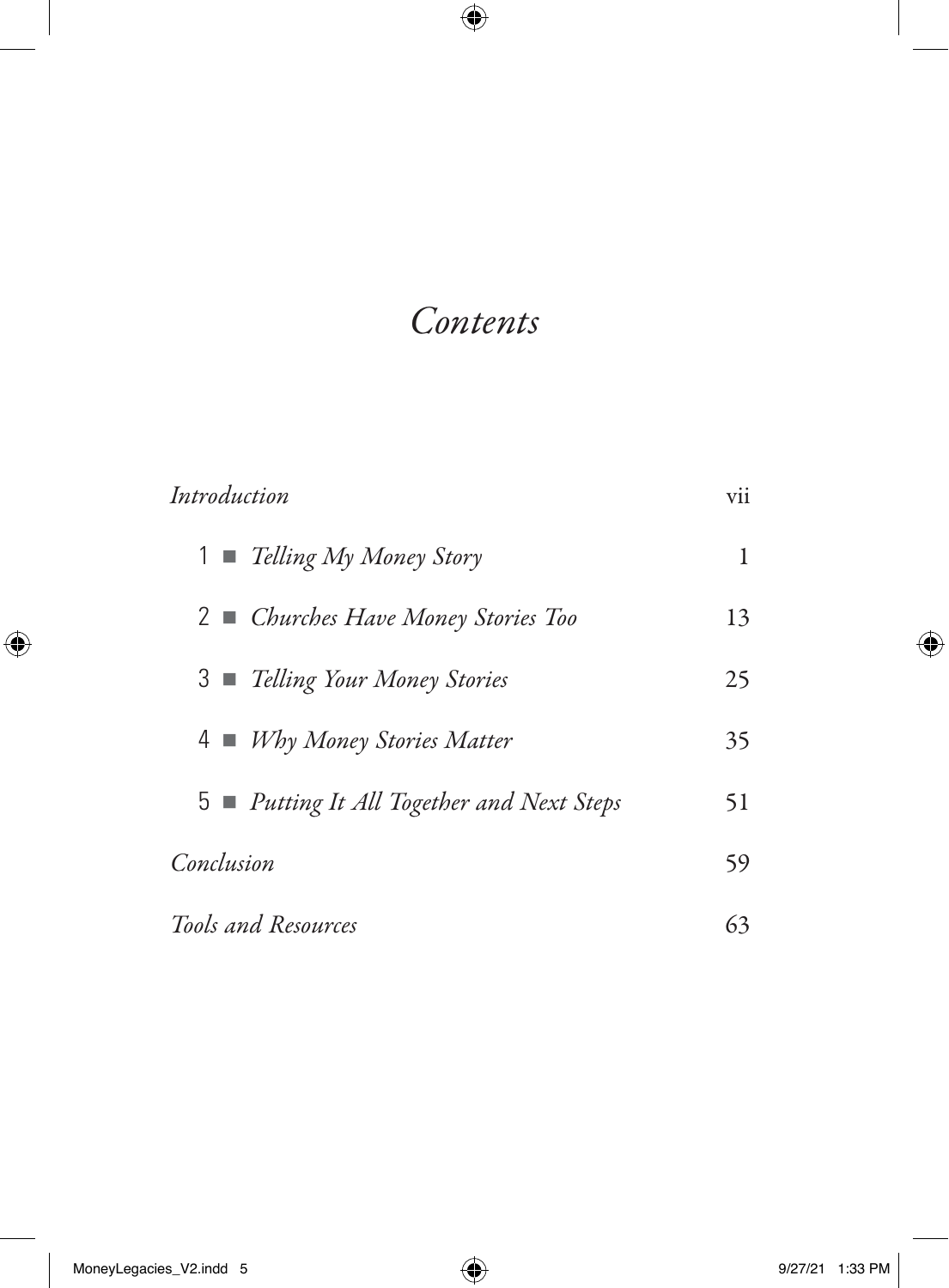# *Contents*

*Introduction* vii

1 ■ *Telling My Money Story* 1

2 ■ *Churches Have Money Stories Too* 13

3 ■ *Telling Your Money Stories* 25

4 ■ *Why Money Stories Matter* 35

5 ■ *Putting It All Together and Next Steps* 51

*Conclusion* 59

*Tools and Resources* 63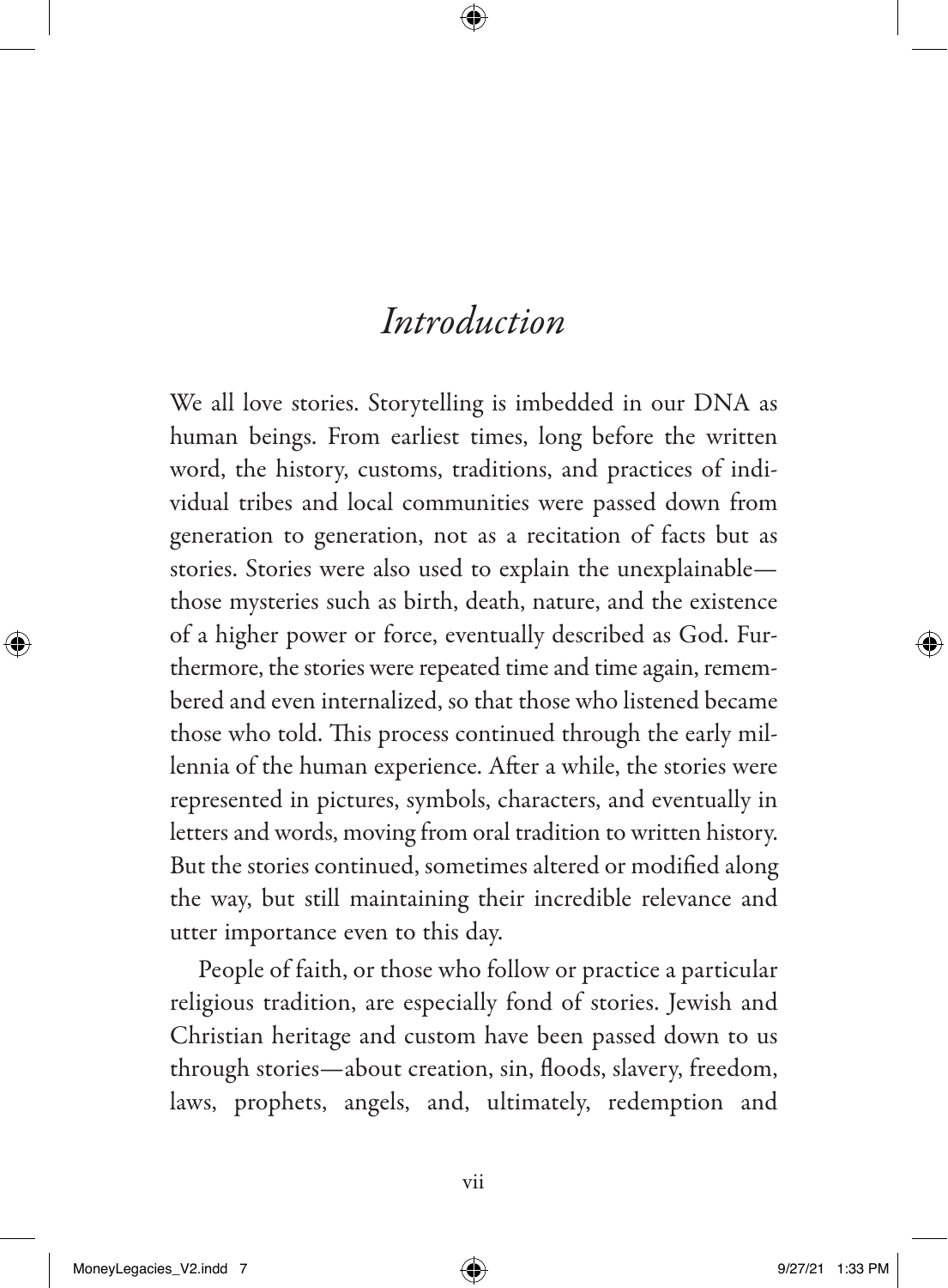# *Introduction*

We all love stories. Storytelling is imbedded in our DNA as human beings. From earliest times, long before the written word, the history, customs, traditions, and practices of individual tribes and local communities were passed down from generation to generation, not as a recitation of facts but as stories. Stories were also used to explain the unexplainable—those mysteries such as birth, death, nature, and the existence of a higher power or force, eventually described as God. Furthermore, the stories were repeated time and time again, remembered and even internalized, so that those who listened became those who told. This process continued through the early millennia of the human experience. After a while, the stories were represented in pictures, symbols, characters, and eventually in letters and words, moving from oral tradition to written history. But the stories continued, sometimes altered or modified along the way, but still maintaining their incredible relevance and utter importance even to this day.

People of faith, or those who follow or practice a particular religious tradition, are especially fond of stories. Jewish and Christian heritage and custom have been passed down to us through stories—about creation, sin, floods, slavery, freedom, laws, prophets, angels, and, ultimately, redemption and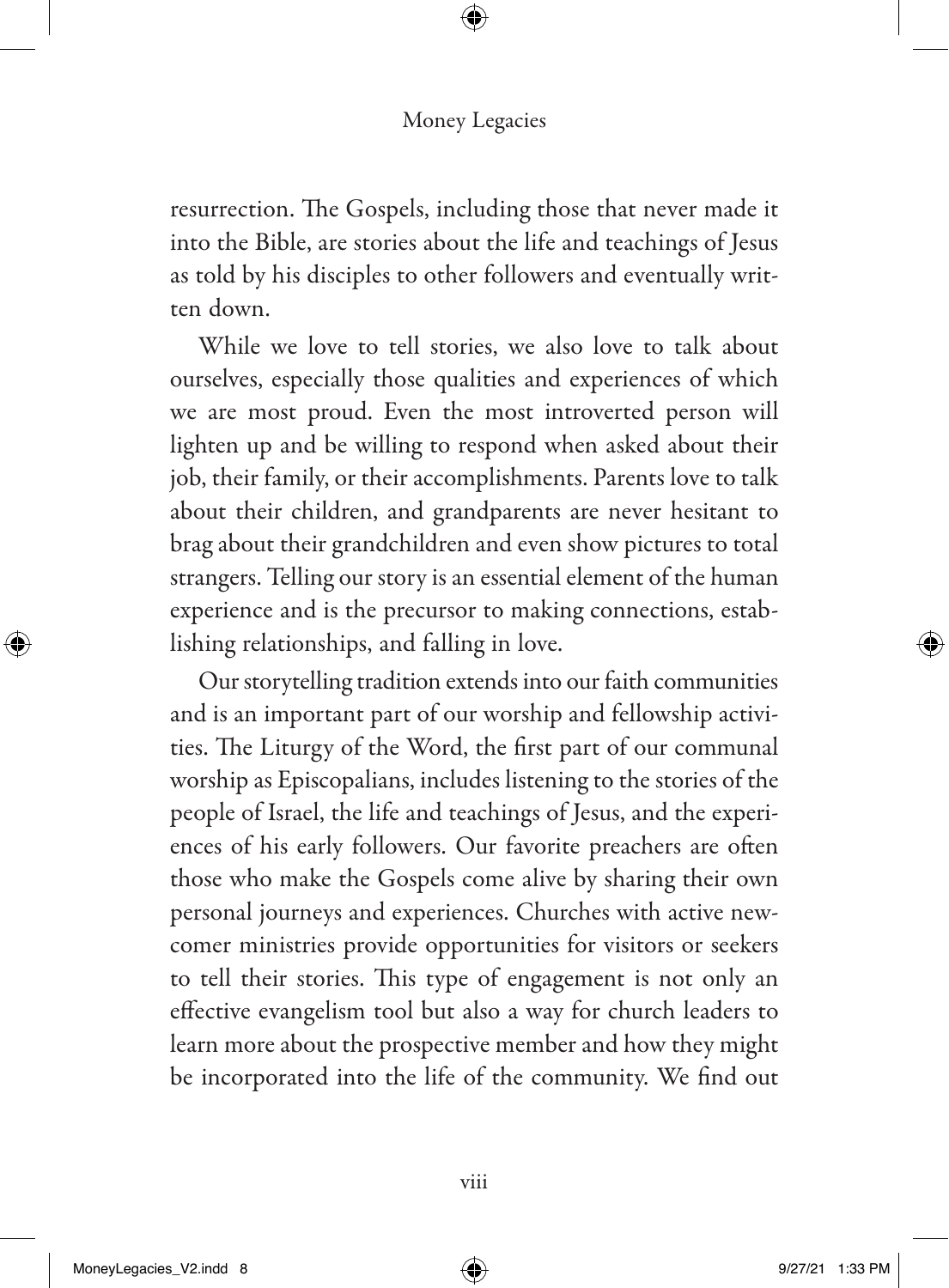resurrection. The Gospels, including those that never made it into the Bible, are stories about the life and teachings of Jesus as told by his disciples to other followers and eventually written down.

While we love to tell stories, we also love to talk about ourselves, especially those qualities and experiences of which we are most proud. Even the most introverted person will lighten up and be willing to respond when asked about their job, their family, or their accomplishments. Parents love to talk about their children, and grandparents are never hesitant to brag about their grandchildren and even show pictures to total strangers. Telling our story is an essential element of the human experience and is the precursor to making connections, establishing relationships, and falling in love.

Our storytelling tradition extends into our faith communities and is an important part of our worship and fellowship activities. The Liturgy of the Word, the first part of our communal worship as Episcopalians, includes listening to the stories of the people of Israel, the life and teachings of Jesus, and the experiences of his early followers. Our favorite preachers are often those who make the Gospels come alive by sharing their own personal journeys and experiences. Churches with active newcomer ministries provide opportunities for visitors or seekers to tell their stories. This type of engagement is not only an effective evangelism tool but also a way for church leaders to learn more about the prospective member and how they might be incorporated into the life of the community. We find out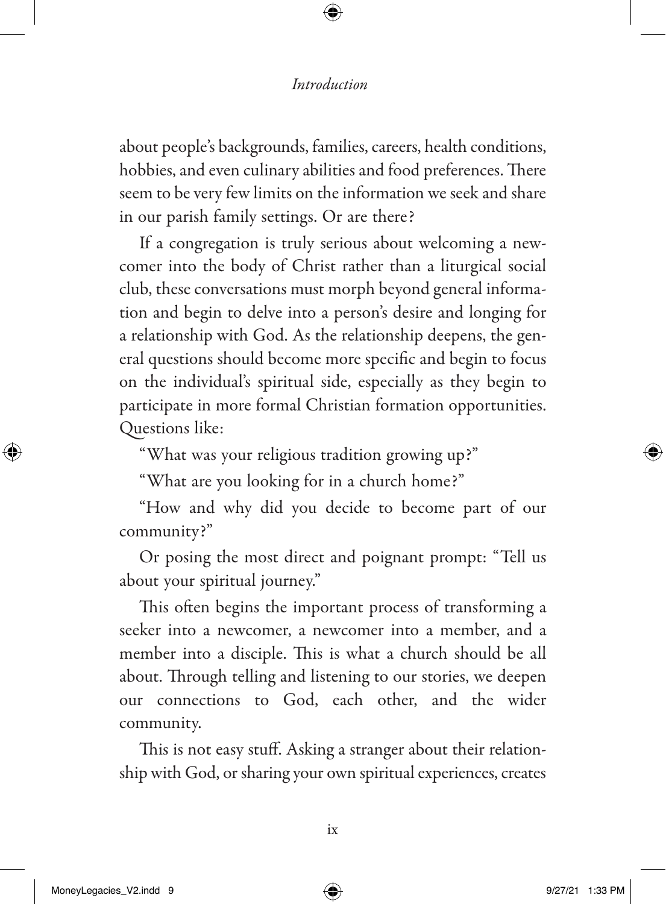about people's backgrounds, families, careers, health conditions, hobbies, and even culinary abilities and food preferences. There seem to be very few limits on the information we seek and share in our parish family settings. Or are there?

If a congregation is truly serious about welcoming a newcomer into the body of Christ rather than a liturgical social club, these conversations must morph beyond general information and begin to delve into a person's desire and longing for a relationship with God. As the relationship deepens, the general questions should become more specific and begin to focus on the individual's spiritual side, especially as they begin to participate in more formal Christian formation opportunities. Questions like:

"What was your religious tradition growing up?"

"What are you looking for in a church home?"

"How and why did you decide to become part of our community?"

Or posing the most direct and poignant prompt: "Tell us about your spiritual journey."

This often begins the important process of transforming a seeker into a newcomer, a newcomer into a member, and a member into a disciple. This is what a church should be all about. Through telling and listening to our stories, we deepen our connections to God, each other, and the wider community.

This is not easy stuff. Asking a stranger about their relationship with God, or sharing your own spiritual experiences, creates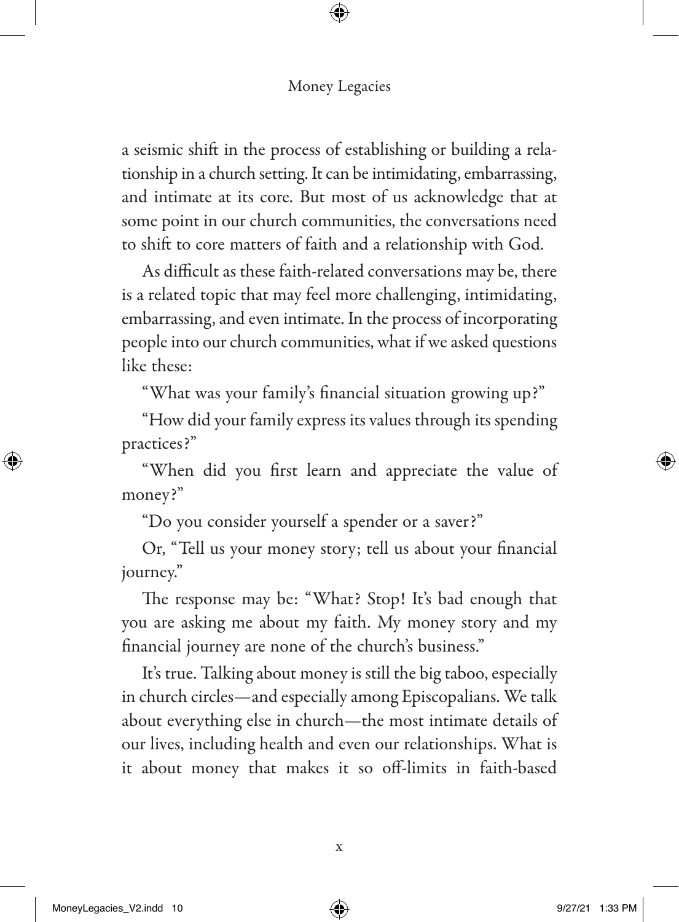a seismic shift in the process of establishing or building a relationship in a church setting. It can be intimidating, embarrassing, and intimate at its core. But most of us acknowledge that at some point in our church communities, the conversations need to shift to core matters of faith and a relationship with God.

As difficult as these faith-related conversations may be, there is a related topic that may feel more challenging, intimidating, embarrassing, and even intimate. In the process of incorporating people into our church communities, what if we asked questions like these:

"What was your family's financial situation growing up?"

"How did your family express its values through its spending practices?"

"When did you first learn and appreciate the value of money?"

"Do you consider yourself a spender or a saver?"

Or, "Tell us your money story; tell us about your financial journey."

The response may be: "What? Stop! It's bad enough that you are asking me about my faith. My money story and my financial journey are none of the church's business."

It's true. Talking about money is still the big taboo, especially in church circles—and especially among Episcopalians. We talk about everything else in church—the most intimate details of our lives, including health and even our relationships. What is it about money that makes it so off-limits in faith-based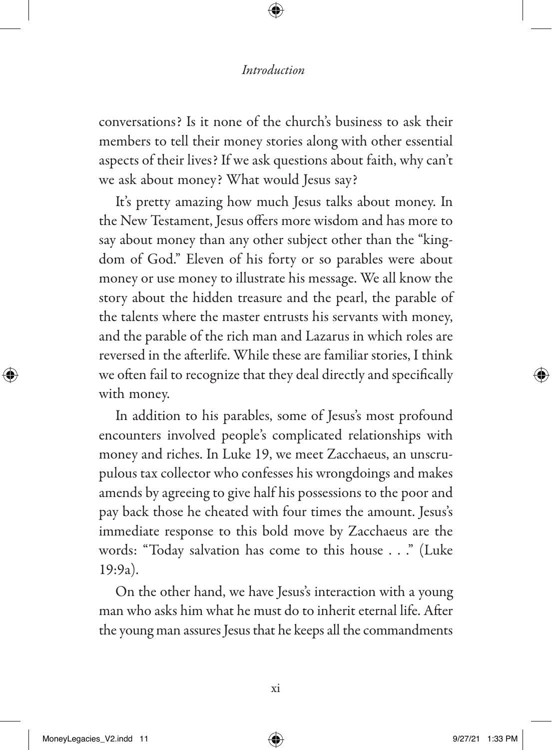conversations? Is it none of the church's business to ask their members to tell their money stories along with other essential aspects of their lives? If we ask questions about faith, why can't we ask about money? What would Jesus say?

It's pretty amazing how much Jesus talks about money. In the New Testament, Jesus offers more wisdom and has more to say about money than any other subject other than the "kingdom of God." Eleven of his forty or so parables were about money or use money to illustrate his message. We all know the story about the hidden treasure and the pearl, the parable of the talents where the master entrusts his servants with money, and the parable of the rich man and Lazarus in which roles are reversed in the afterlife. While these are familiar stories, I think we often fail to recognize that they deal directly and specifically with money.

In addition to his parables, some of Jesus's most profound encounters involved people's complicated relationships with money and riches. In Luke 19, we meet Zacchaeus, an unscrupulous tax collector who confesses his wrongdoings and makes amends by agreeing to give half his possessions to the poor and pay back those he cheated with four times the amount. Jesus's immediate response to this bold move by Zacchaeus are the words: "Today salvation has come to this house . . ." (Luke 19:9a).

On the other hand, we have Jesus's interaction with a young man who asks him what he must do to inherit eternal life. After the young man assures Jesus that he keeps all the commandments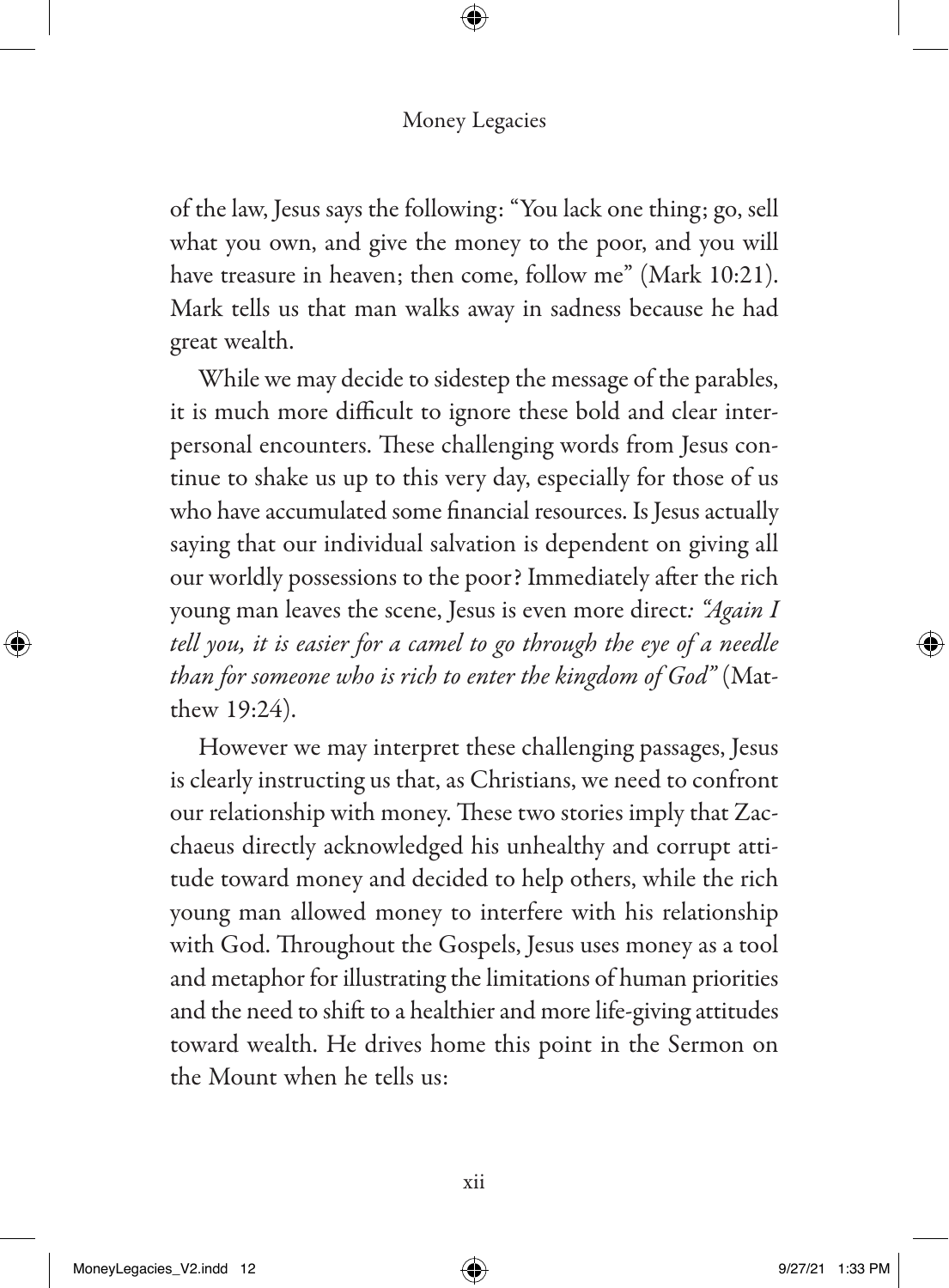of the law, Jesus says the following: "You lack one thing; go, sell what you own, and give the money to the poor, and you will have treasure in heaven; then come, follow me" (Mark 10:21). Mark tells us that man walks away in sadness because he had great wealth.

While we may decide to sidestep the message of the parables, it is much more difficult to ignore these bold and clear interpersonal encounters. These challenging words from Jesus continue to shake us up to this very day, especially for those of us who have accumulated some financial resources. Is Jesus actually saying that our individual salvation is dependent on giving all our worldly possessions to the poor? Immediately after the rich young man leaves the scene, Jesus is even more direct*: "Again I tell you, it is easier for a camel to go through the eye of a needle than for someone who is rich to enter the kingdom of God"* (Matthew 19:24).

However we may interpret these challenging passages, Jesus is clearly instructing us that, as Christians, we need to confront our relationship with money. These two stories imply that Zacchaeus directly acknowledged his unhealthy and corrupt attitude toward money and decided to help others, while the rich young man allowed money to interfere with his relationship with God. Throughout the Gospels, Jesus uses money as a tool and metaphor for illustrating the limitations of human priorities and the need to shift to a healthier and more life-giving attitudes toward wealth. He drives home this point in the Sermon on the Mount when he tells us: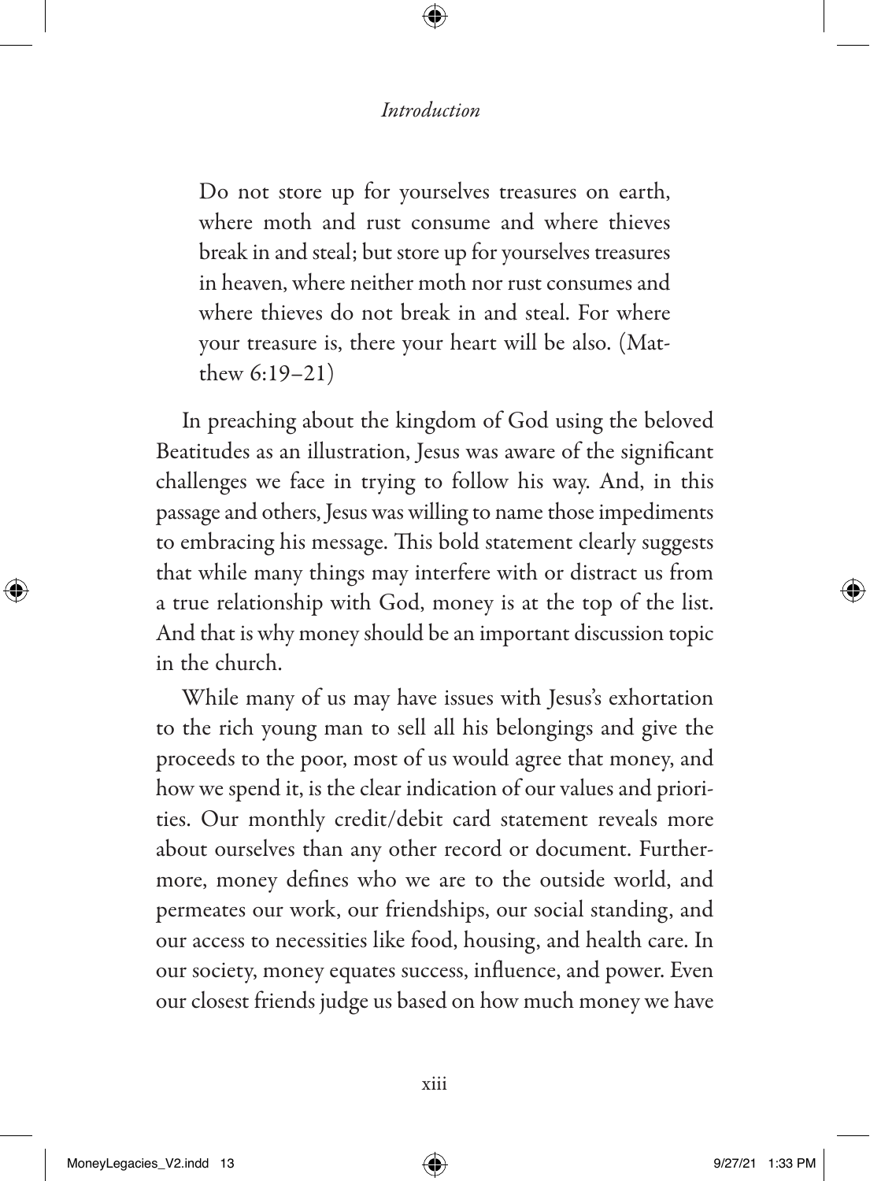> Do not store up for yourselves treasures on earth, where moth and rust consume and where thieves break in and steal; but store up for yourselves treasures in heaven, where neither moth nor rust consumes and where thieves do not break in and steal. For where your treasure is, there your heart will be also. (Matthew 6:19–21)

In preaching about the kingdom of God using the beloved Beatitudes as an illustration, Jesus was aware of the significant challenges we face in trying to follow his way. And, in this passage and others, Jesus was willing to name those impediments to embracing his message. This bold statement clearly suggests that while many things may interfere with or distract us from a true relationship with God, money is at the top of the list. And that is why money should be an important discussion topic in the church.

While many of us may have issues with Jesus's exhortation to the rich young man to sell all his belongings and give the proceeds to the poor, most of us would agree that money, and how we spend it, is the clear indication of our values and priorities. Our monthly credit/debit card statement reveals more about ourselves than any other record or document. Furthermore, money defines who we are to the outside world, and permeates our work, our friendships, our social standing, and our access to necessities like food, housing, and health care. In our society, money equates success, influence, and power. Even our closest friends judge us based on how much money we have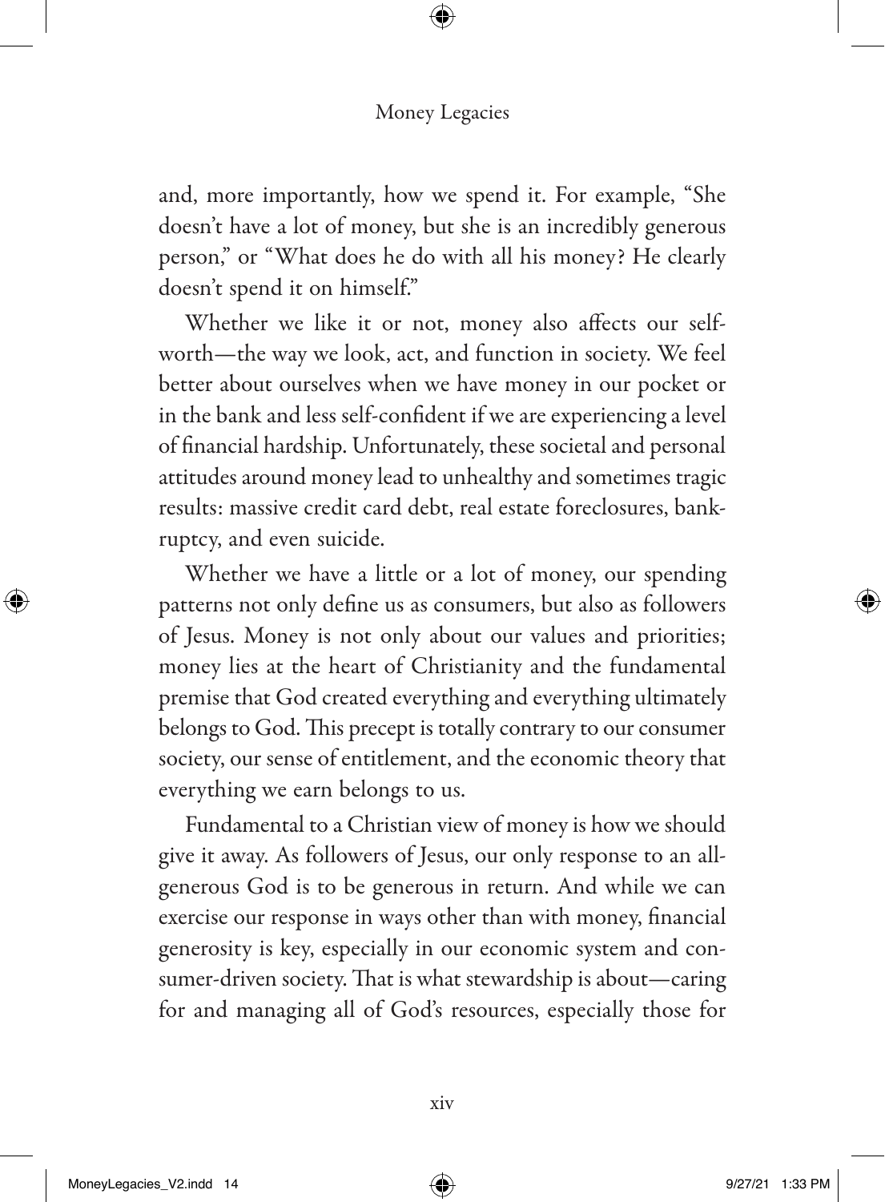and, more importantly, how we spend it. For example, "She doesn't have a lot of money, but she is an incredibly generous person," or "What does he do with all his money? He clearly doesn't spend it on himself."

Whether we like it or not, money also affects our self-worth—the way we look, act, and function in society. We feel better about ourselves when we have money in our pocket or in the bank and less self-confident if we are experiencing a level of financial hardship. Unfortunately, these societal and personal attitudes around money lead to unhealthy and sometimes tragic results: massive credit card debt, real estate foreclosures, bankruptcy, and even suicide.

Whether we have a little or a lot of money, our spending patterns not only define us as consumers, but also as followers of Jesus. Money is not only about our values and priorities; money lies at the heart of Christianity and the fundamental premise that God created everything and everything ultimately belongs to God. This precept is totally contrary to our consumer society, our sense of entitlement, and the economic theory that everything we earn belongs to us.

Fundamental to a Christian view of money is how we should give it away. As followers of Jesus, our only response to an all-generous God is to be generous in return. And while we can exercise our response in ways other than with money, financial generosity is key, especially in our economic system and consumer-driven society. That is what stewardship is about—caring for and managing all of God's resources, especially those for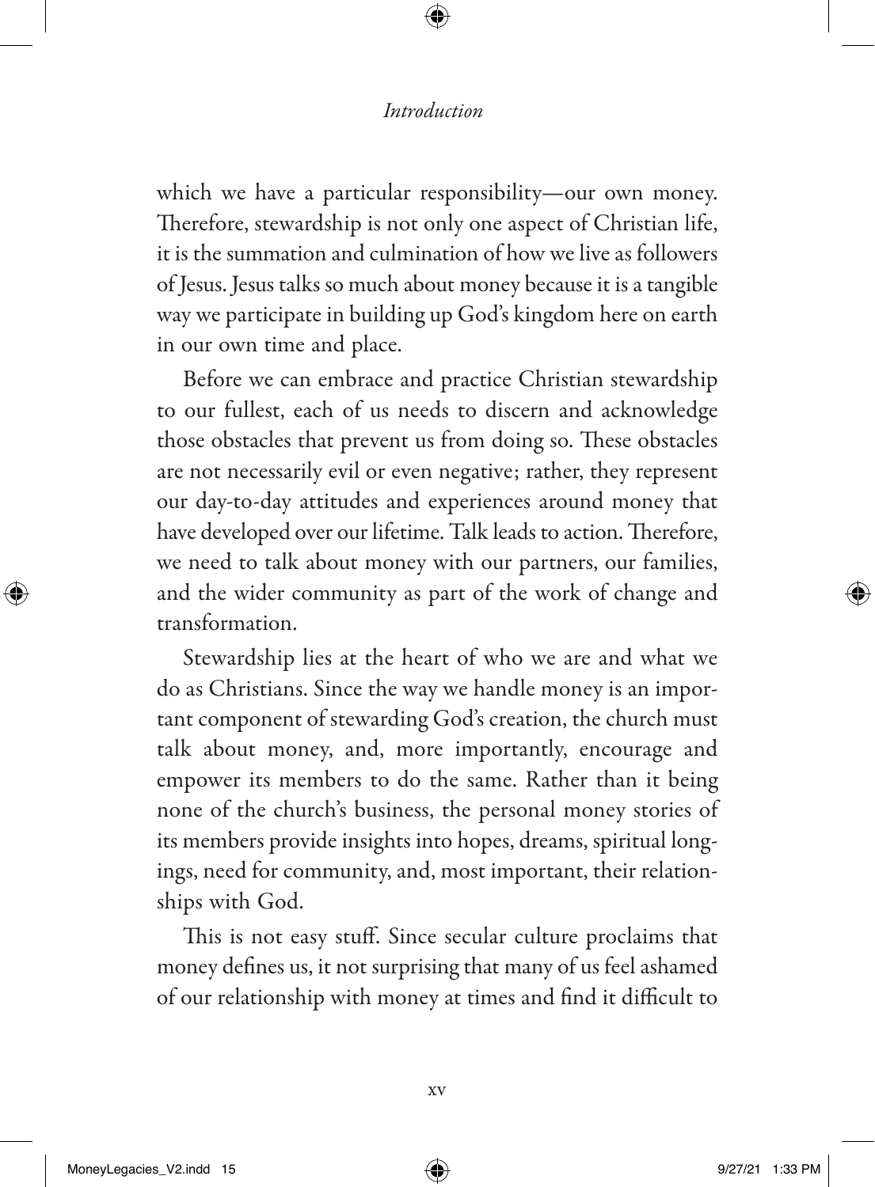which we have a particular responsibility—our own money. Therefore, stewardship is not only one aspect of Christian life, it is the summation and culmination of how we live as followers of Jesus. Jesus talks so much about money because it is a tangible way we participate in building up God's kingdom here on earth in our own time and place.

Before we can embrace and practice Christian stewardship to our fullest, each of us needs to discern and acknowledge those obstacles that prevent us from doing so. These obstacles are not necessarily evil or even negative; rather, they represent our day-to-day attitudes and experiences around money that have developed over our lifetime. Talk leads to action. Therefore, we need to talk about money with our partners, our families, and the wider community as part of the work of change and transformation.

Stewardship lies at the heart of who we are and what we do as Christians. Since the way we handle money is an important component of stewarding God's creation, the church must talk about money, and, more importantly, encourage and empower its members to do the same. Rather than it being none of the church's business, the personal money stories of its members provide insights into hopes, dreams, spiritual longings, need for community, and, most important, their relationships with God.

This is not easy stuff. Since secular culture proclaims that money defines us, it not surprising that many of us feel ashamed of our relationship with money at times and find it difficult to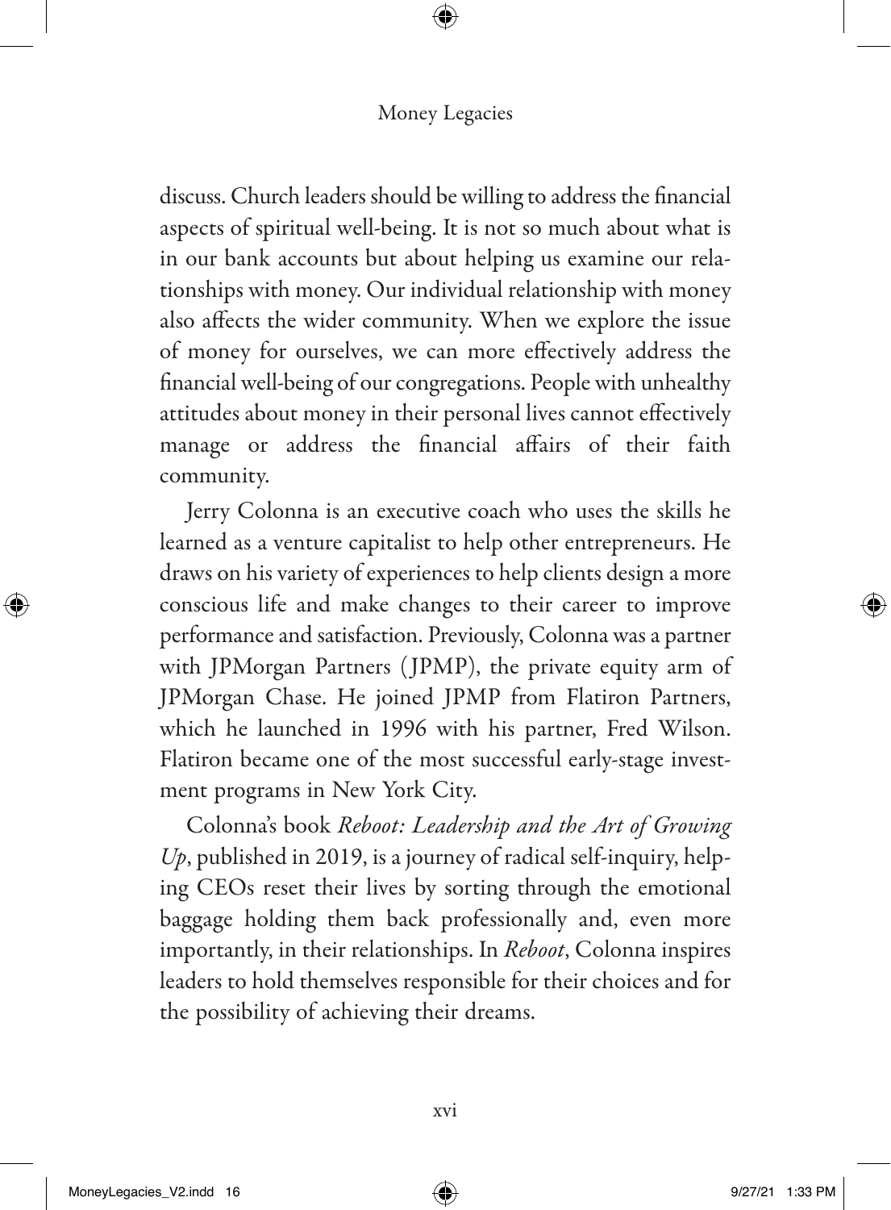discuss. Church leaders should be willing to address the financial aspects of spiritual well-being. It is not so much about what is in our bank accounts but about helping us examine our relationships with money. Our individual relationship with money also affects the wider community. When we explore the issue of money for ourselves, we can more effectively address the financial well-being of our congregations. People with unhealthy attitudes about money in their personal lives cannot effectively manage or address the financial affairs of their faith community.

Jerry Colonna is an executive coach who uses the skills he learned as a venture capitalist to help other entrepreneurs. He draws on his variety of experiences to help clients design a more conscious life and make changes to their career to improve performance and satisfaction. Previously, Colonna was a partner with JPMorgan Partners (JPMP), the private equity arm of JPMorgan Chase. He joined JPMP from Flatiron Partners, which he launched in 1996 with his partner, Fred Wilson. Flatiron became one of the most successful early-stage investment programs in New York City.

Colonna's book *Reboot: Leadership and the Art of Growing Up*, published in 2019, is a journey of radical self-inquiry, helping CEOs reset their lives by sorting through the emotional baggage holding them back professionally and, even more importantly, in their relationships. In *Reboot*, Colonna inspires leaders to hold themselves responsible for their choices and for the possibility of achieving their dreams.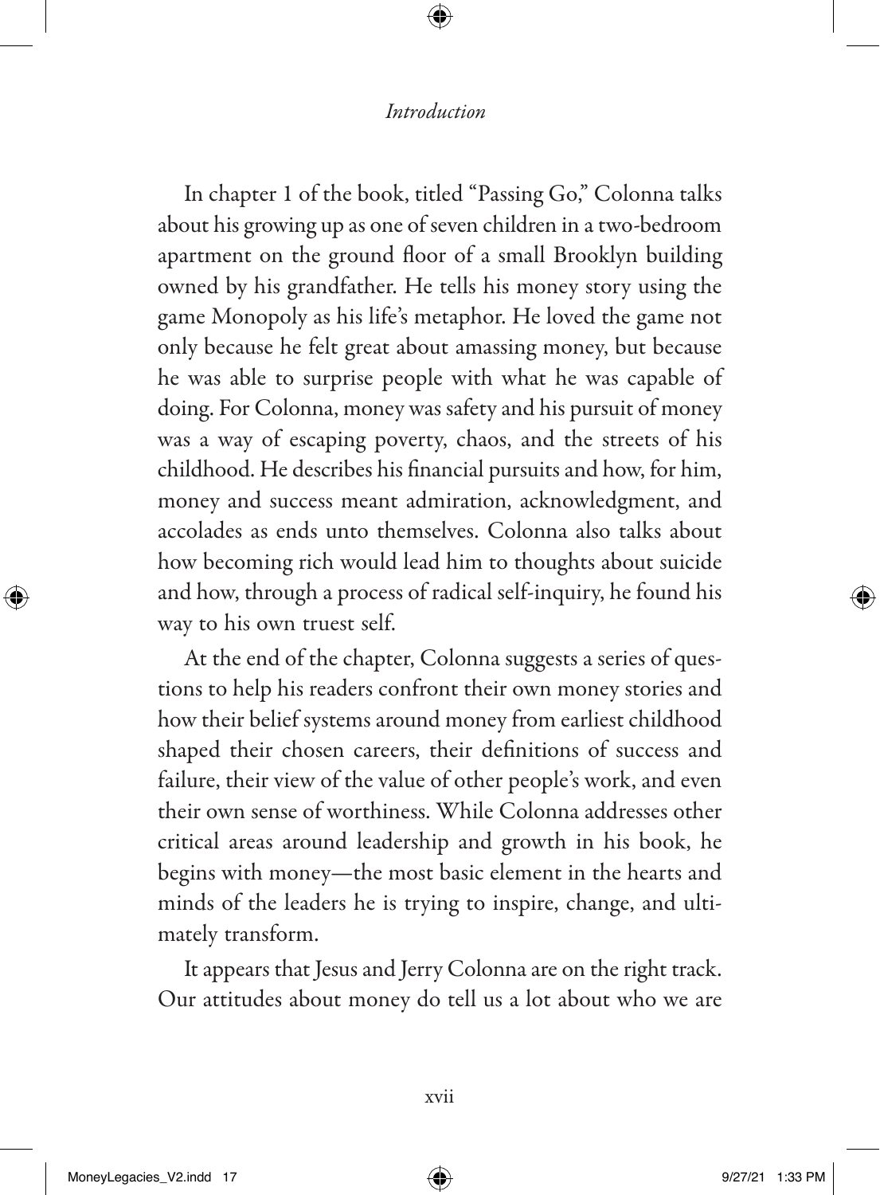In chapter 1 of the book, titled "Passing Go," Colonna talks about his growing up as one of seven children in a two-bedroom apartment on the ground floor of a small Brooklyn building owned by his grandfather. He tells his money story using the game Monopoly as his life's metaphor. He loved the game not only because he felt great about amassing money, but because he was able to surprise people with what he was capable of doing. For Colonna, money was safety and his pursuit of money was a way of escaping poverty, chaos, and the streets of his childhood. He describes his financial pursuits and how, for him, money and success meant admiration, acknowledgment, and accolades as ends unto themselves. Colonna also talks about how becoming rich would lead him to thoughts about suicide and how, through a process of radical self-inquiry, he found his way to his own truest self.

At the end of the chapter, Colonna suggests a series of questions to help his readers confront their own money stories and how their belief systems around money from earliest childhood shaped their chosen careers, their definitions of success and failure, their view of the value of other people's work, and even their own sense of worthiness. While Colonna addresses other critical areas around leadership and growth in his book, he begins with money—the most basic element in the hearts and minds of the leaders he is trying to inspire, change, and ultimately transform.

It appears that Jesus and Jerry Colonna are on the right track. Our attitudes about money do tell us a lot about who we are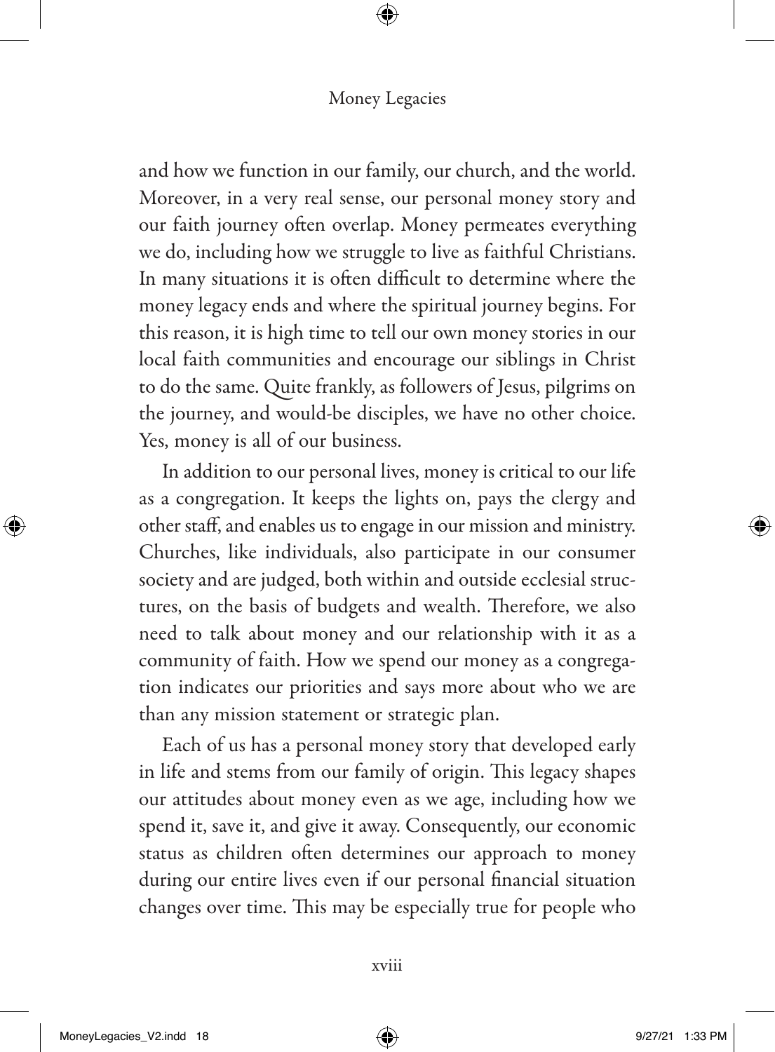and how we function in our family, our church, and the world. Moreover, in a very real sense, our personal money story and our faith journey often overlap. Money permeates everything we do, including how we struggle to live as faithful Christians. In many situations it is often difficult to determine where the money legacy ends and where the spiritual journey begins. For this reason, it is high time to tell our own money stories in our local faith communities and encourage our siblings in Christ to do the same. Quite frankly, as followers of Jesus, pilgrims on the journey, and would-be disciples, we have no other choice. Yes, money is all of our business.

In addition to our personal lives, money is critical to our life as a congregation. It keeps the lights on, pays the clergy and other staff, and enables us to engage in our mission and ministry. Churches, like individuals, also participate in our consumer society and are judged, both within and outside ecclesial structures, on the basis of budgets and wealth. Therefore, we also need to talk about money and our relationship with it as a community of faith. How we spend our money as a congregation indicates our priorities and says more about who we are than any mission statement or strategic plan.

Each of us has a personal money story that developed early in life and stems from our family of origin. This legacy shapes our attitudes about money even as we age, including how we spend it, save it, and give it away. Consequently, our economic status as children often determines our approach to money during our entire lives even if our personal financial situation changes over time. This may be especially true for people who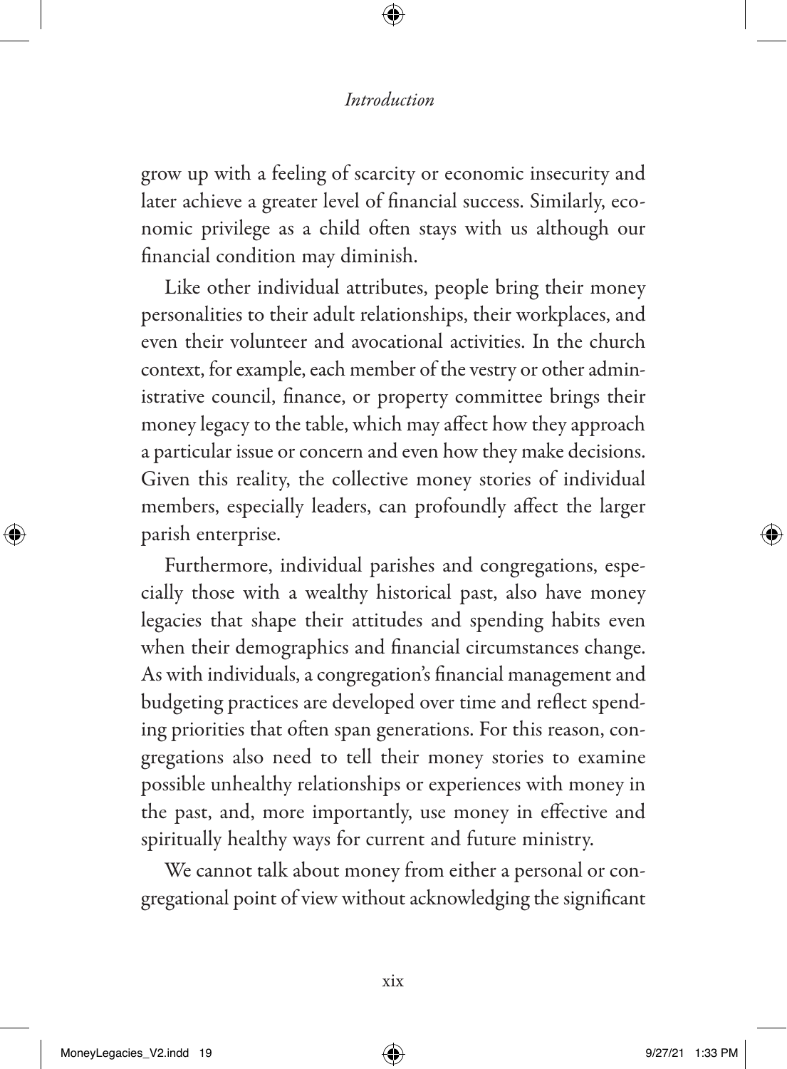grow up with a feeling of scarcity or economic insecurity and later achieve a greater level of financial success. Similarly, economic privilege as a child often stays with us although our financial condition may diminish.

Like other individual attributes, people bring their money personalities to their adult relationships, their workplaces, and even their volunteer and avocational activities. In the church context, for example, each member of the vestry or other administrative council, finance, or property committee brings their money legacy to the table, which may affect how they approach a particular issue or concern and even how they make decisions. Given this reality, the collective money stories of individual members, especially leaders, can profoundly affect the larger parish enterprise.

Furthermore, individual parishes and congregations, especially those with a wealthy historical past, also have money legacies that shape their attitudes and spending habits even when their demographics and financial circumstances change. As with individuals, a congregation's financial management and budgeting practices are developed over time and reflect spending priorities that often span generations. For this reason, congregations also need to tell their money stories to examine possible unhealthy relationships or experiences with money in the past, and, more importantly, use money in effective and spiritually healthy ways for current and future ministry.

We cannot talk about money from either a personal or congregational point of view without acknowledging the significant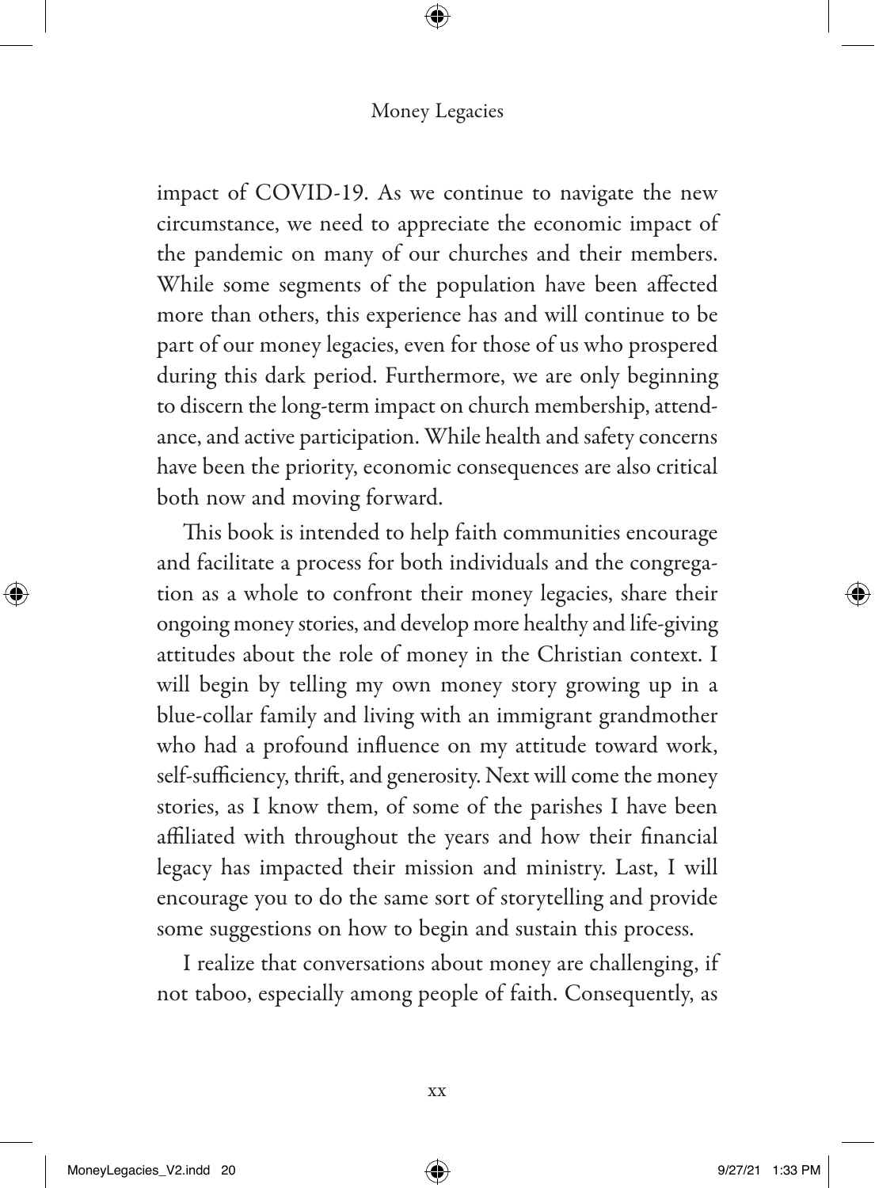impact of COVID-19. As we continue to navigate the new circumstance, we need to appreciate the economic impact of the pandemic on many of our churches and their members. While some segments of the population have been affected more than others, this experience has and will continue to be part of our money legacies, even for those of us who prospered during this dark period. Furthermore, we are only beginning to discern the long-term impact on church membership, attendance, and active participation. While health and safety concerns have been the priority, economic consequences are also critical both now and moving forward.

This book is intended to help faith communities encourage and facilitate a process for both individuals and the congregation as a whole to confront their money legacies, share their ongoing money stories, and develop more healthy and life-giving attitudes about the role of money in the Christian context. I will begin by telling my own money story growing up in a blue-collar family and living with an immigrant grandmother who had a profound influence on my attitude toward work, self-sufficiency, thrift, and generosity. Next will come the money stories, as I know them, of some of the parishes I have been affiliated with throughout the years and how their financial legacy has impacted their mission and ministry. Last, I will encourage you to do the same sort of storytelling and provide some suggestions on how to begin and sustain this process.

I realize that conversations about money are challenging, if not taboo, especially among people of faith. Consequently, as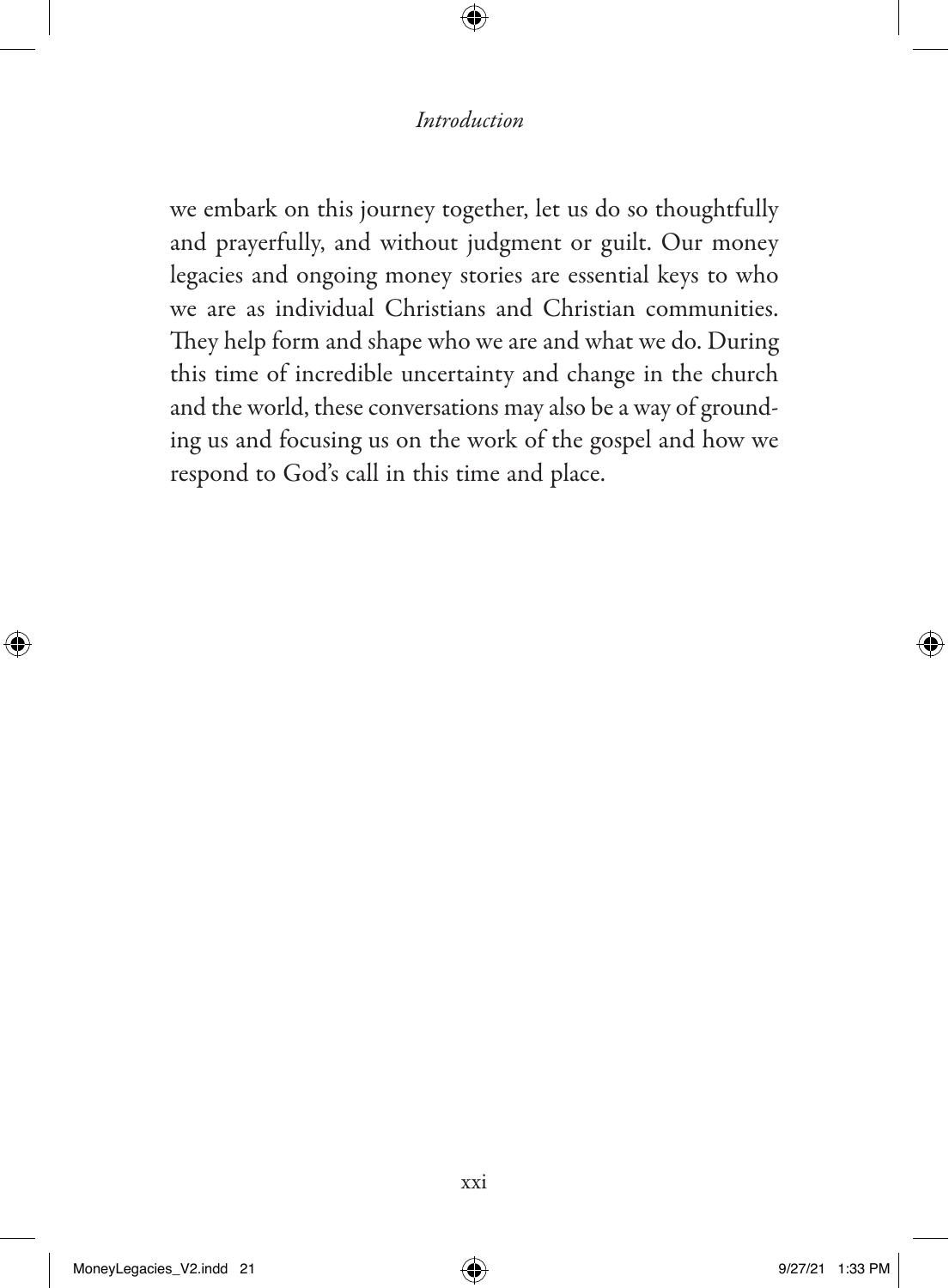we embark on this journey together, let us do so thoughtfully and prayerfully, and without judgment or guilt. Our money legacies and ongoing money stories are essential keys to who we are as individual Christians and Christian communities. They help form and shape who we are and what we do. During this time of incredible uncertainty and change in the church and the world, these conversations may also be a way of grounding us and focusing us on the work of the gospel and how we respond to God's call in this time and place.